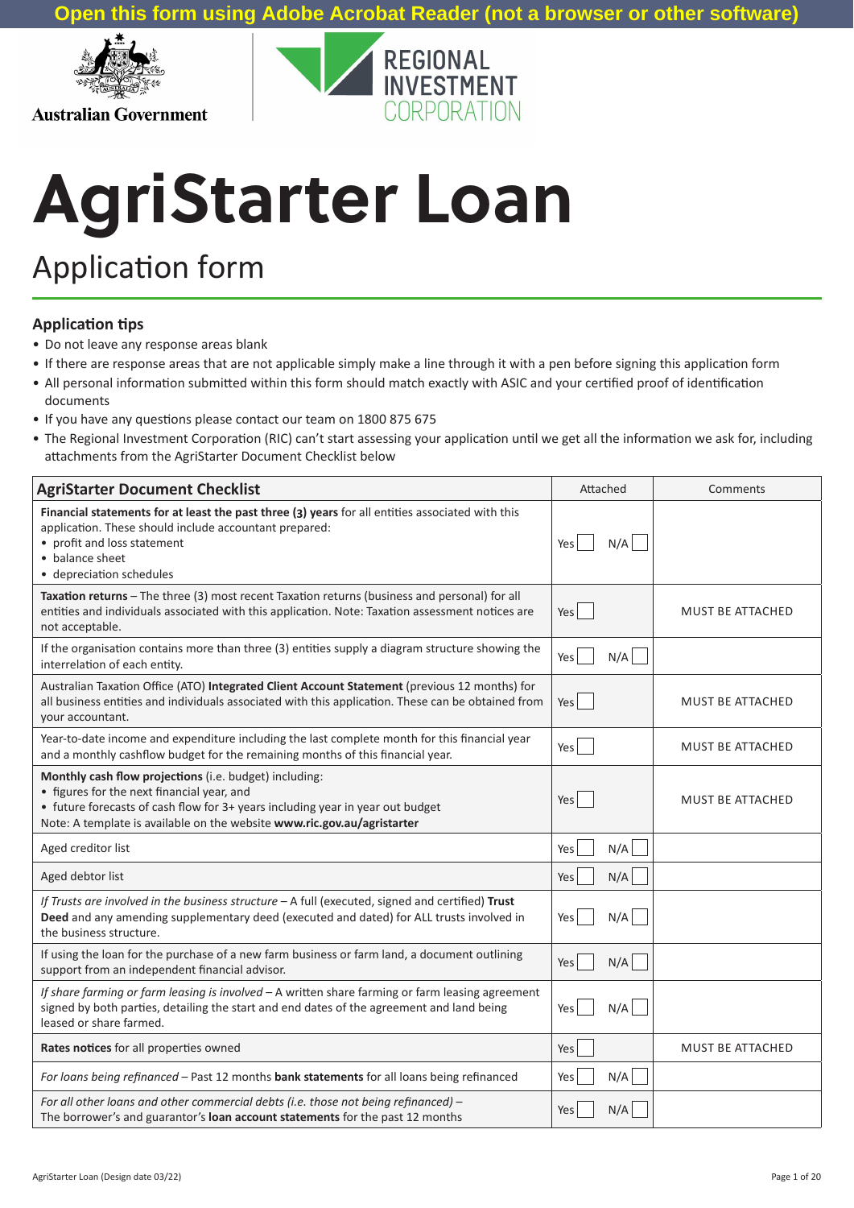Open this form using Adobe Acrobat Reader (not a browser or other software)

Australian Government

REGIONAL INVESTMENT CORPORATION

# AgriStarter Loan

## Application form

### Application tips

- Do not leave any response areas blank
- If there are response areas that are not applicable simply make a line through it with a pen before signing this application form
- All personal information submitted within this form should match exactly with ASIC and your certified proof of identification documents
- If you have any questions please contact our team on 1800 875 675
- The Regional Investment Corporation (RIC) can't start assessing your application until we get all the information we ask for, including attachments from the AgriStarter Document Checklist below

| AgriStarter Document Checklist | Attached | Comments |
|---|---|---|
| **Financial statements for at least the past three (3) years** for all entities associated with this application. These should include accountant prepared:<br>• profit and loss statement<br>• balance sheet<br>• depreciation schedules | Yes ☐ N/A ☐ | |
| **Taxation returns** – The three (3) most recent Taxation returns (business and personal) for all entities and individuals associated with this application. Note: Taxation assessment notices are not acceptable. | Yes ☐ | MUST BE ATTACHED |
| If the organisation contains more than three (3) entities supply a diagram structure showing the interrelation of each entity. | Yes ☐ N/A ☐ | |
| Australian Taxation Office (ATO) **Integrated Client Account Statement** (previous 12 months) for all business entities and individuals associated with this application. These can be obtained from your accountant. | Yes ☐ | MUST BE ATTACHED |
| Year-to-date income and expenditure including the last complete month for this financial year and a monthly cashflow budget for the remaining months of this financial year. | Yes ☐ | MUST BE ATTACHED |
| **Monthly cash flow projections** (i.e. budget) including:<br>• figures for the next financial year, and<br>• future forecasts of cash flow for 3+ years including year in year out budget<br>Note: A template is available on the website **www.ric.gov.au/agristarter** | Yes ☐ | MUST BE ATTACHED |
| Aged creditor list | Yes ☐ N/A ☐ | |
| Aged debtor list | Yes ☐ N/A ☐ | |
| *If Trusts are involved in the business structure* – A full (executed, signed and certified) **Trust Deed** and any amending supplementary deed (executed and dated) for ALL trusts involved in the business structure. | Yes ☐ N/A ☐ | |
| If using the loan for the purchase of a new farm business or farm land, a document outlining support from an independent financial advisor. | Yes ☐ N/A ☐ | |
| *If share farming or farm leasing is involved* – A written share farming or farm leasing agreement signed by both parties, detailing the start and end dates of the agreement and land being leased or share farmed. | Yes ☐ N/A ☐ | |
| **Rates notices** for all properties owned | Yes ☐ | MUST BE ATTACHED |
| *For loans being refinanced* – Past 12 months **bank statements** for all loans being refinanced | Yes ☐ N/A ☐ | |
| *For all other loans and other commercial debts (i.e. those not being refinanced)* – The borrower's and guarantor's **loan account statements** for the past 12 months | Yes ☐ N/A ☐ | |

AgriStarter Loan (Design date 03/22)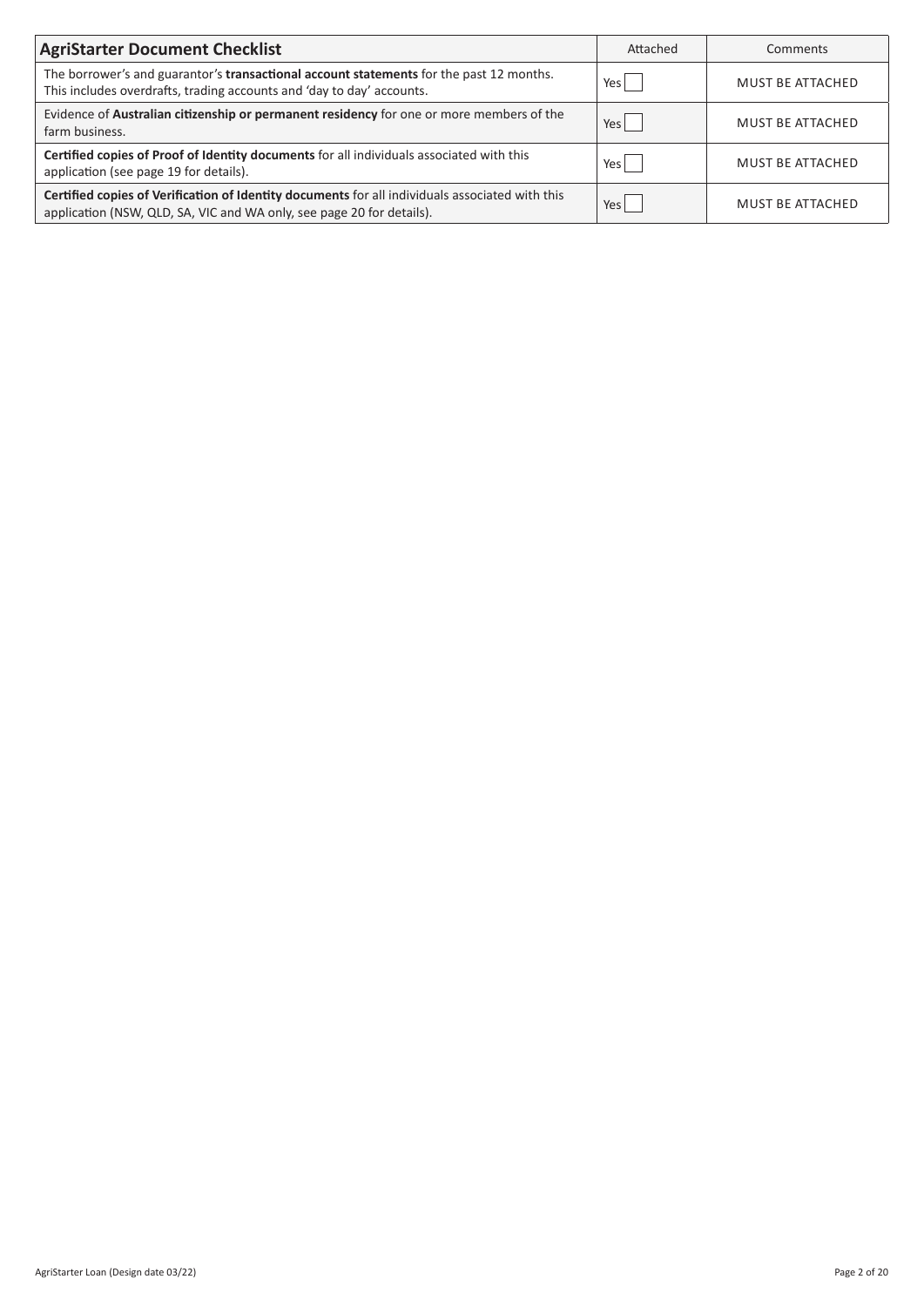| **AgriStarter Document Checklist** | Attached | Comments |
|---|---|---|
| The borrower's and guarantor's **transactional account statements** for the past 12 months. This includes overdrafts, trading accounts and 'day to day' accounts. | Yes ☐ | MUST BE ATTACHED |
| Evidence of **Australian citizenship or permanent residency** for one or more members of the farm business. | Yes ☐ | MUST BE ATTACHED |
| **Certified copies of Proof of Identity documents** for all individuals associated with this application (see page 19 for details). | Yes ☐ | MUST BE ATTACHED |
| **Certified copies of Verification of Identity documents** for all individuals associated with this application (NSW, QLD, SA, VIC and WA only, see page 20 for details). | Yes ☐ | MUST BE ATTACHED |

AgriStarter Loan (Design date 03/22)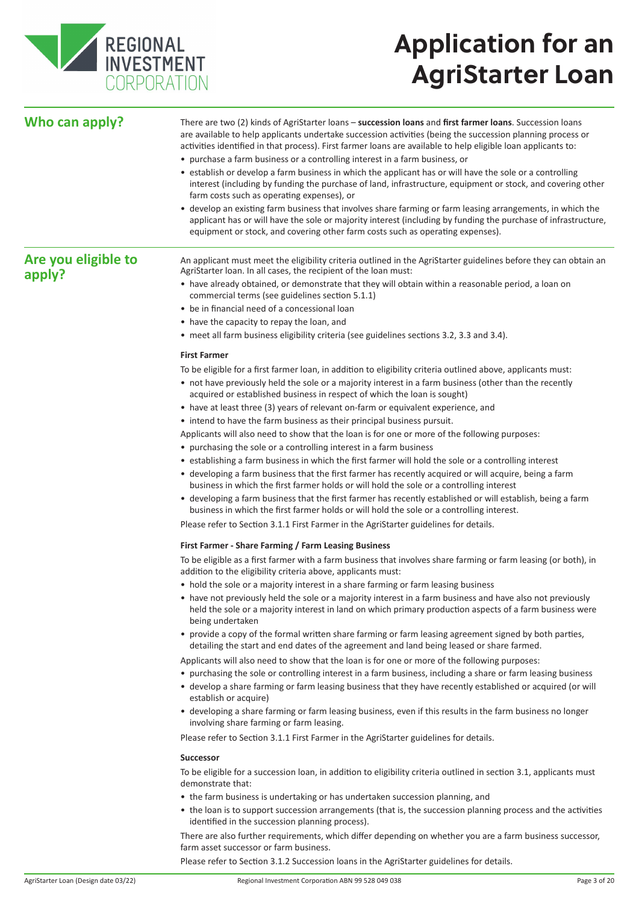# Application for an AgriStarter Loan

## Who can apply?

There are two (2) kinds of AgriStarter loans – **succession loans** and **first farmer loans**. Succession loans are available to help applicants undertake succession activities (being the succession planning process or activities identified in that process). First farmer loans are available to help eligible loan applicants to:

- purchase a farm business or a controlling interest in a farm business, or
- establish or develop a farm business in which the applicant has or will have the sole or a controlling interest (including by funding the purchase of land, infrastructure, equipment or stock, and covering other farm costs such as operating expenses), or
- develop an existing farm business that involves share farming or farm leasing arrangements, in which the applicant has or will have the sole or majority interest (including by funding the purchase of infrastructure, equipment or stock, and covering other farm costs such as operating expenses).

## Are you eligible to apply?

An applicant must meet the eligibility criteria outlined in the AgriStarter guidelines before they can obtain an AgriStarter loan. In all cases, the recipient of the loan must:

- have already obtained, or demonstrate that they will obtain within a reasonable period, a loan on commercial terms (see guidelines section 5.1.1)
- be in financial need of a concessional loan
- have the capacity to repay the loan, and
- meet all farm business eligibility criteria (see guidelines sections 3.2, 3.3 and 3.4).

**First Farmer**

To be eligible for a first farmer loan, in addition to eligibility criteria outlined above, applicants must:

- not have previously held the sole or a majority interest in a farm business (other than the recently acquired or established business in respect of which the loan is sought)
- have at least three (3) years of relevant on-farm or equivalent experience, and
- intend to have the farm business as their principal business pursuit.

Applicants will also need to show that the loan is for one or more of the following purposes:

- purchasing the sole or a controlling interest in a farm business
- establishing a farm business in which the first farmer will hold the sole or a controlling interest
- developing a farm business that the first farmer has recently acquired or will acquire, being a farm business in which the first farmer holds or will hold the sole or a controlling interest
- developing a farm business that the first farmer has recently established or will establish, being a farm business in which the first farmer holds or will hold the sole or a controlling interest.

Please refer to Section 3.1.1 First Farmer in the AgriStarter guidelines for details.

**First Farmer - Share Farming / Farm Leasing Business**

To be eligible as a first farmer with a farm business that involves share farming or farm leasing (or both), in addition to the eligibility criteria above, applicants must:

- hold the sole or a majority interest in a share farming or farm leasing business
- have not previously held the sole or a majority interest in a farm business and have also not previously held the sole or a majority interest in land on which primary production aspects of a farm business were being undertaken
- provide a copy of the formal written share farming or farm leasing agreement signed by both parties, detailing the start and end dates of the agreement and land being leased or share farmed.

Applicants will also need to show that the loan is for one or more of the following purposes:

- purchasing the sole or controlling interest in a farm business, including a share or farm leasing business
- develop a share farming or farm leasing business that they have recently established or acquired (or will establish or acquire)
- developing a share farming or farm leasing business, even if this results in the farm business no longer involving share farming or farm leasing.

Please refer to Section 3.1.1 First Farmer in the AgriStarter guidelines for details.

**Successor**

To be eligible for a succession loan, in addition to eligibility criteria outlined in section 3.1, applicants must demonstrate that:

- the farm business is undertaking or has undertaken succession planning, and
- the loan is to support succession arrangements (that is, the succession planning process and the activities identified in the succession planning process).

There are also further requirements, which differ depending on whether you are a farm business successor, farm asset successor or farm business.

Please refer to Section 3.1.2 Succession loans in the AgriStarter guidelines for details.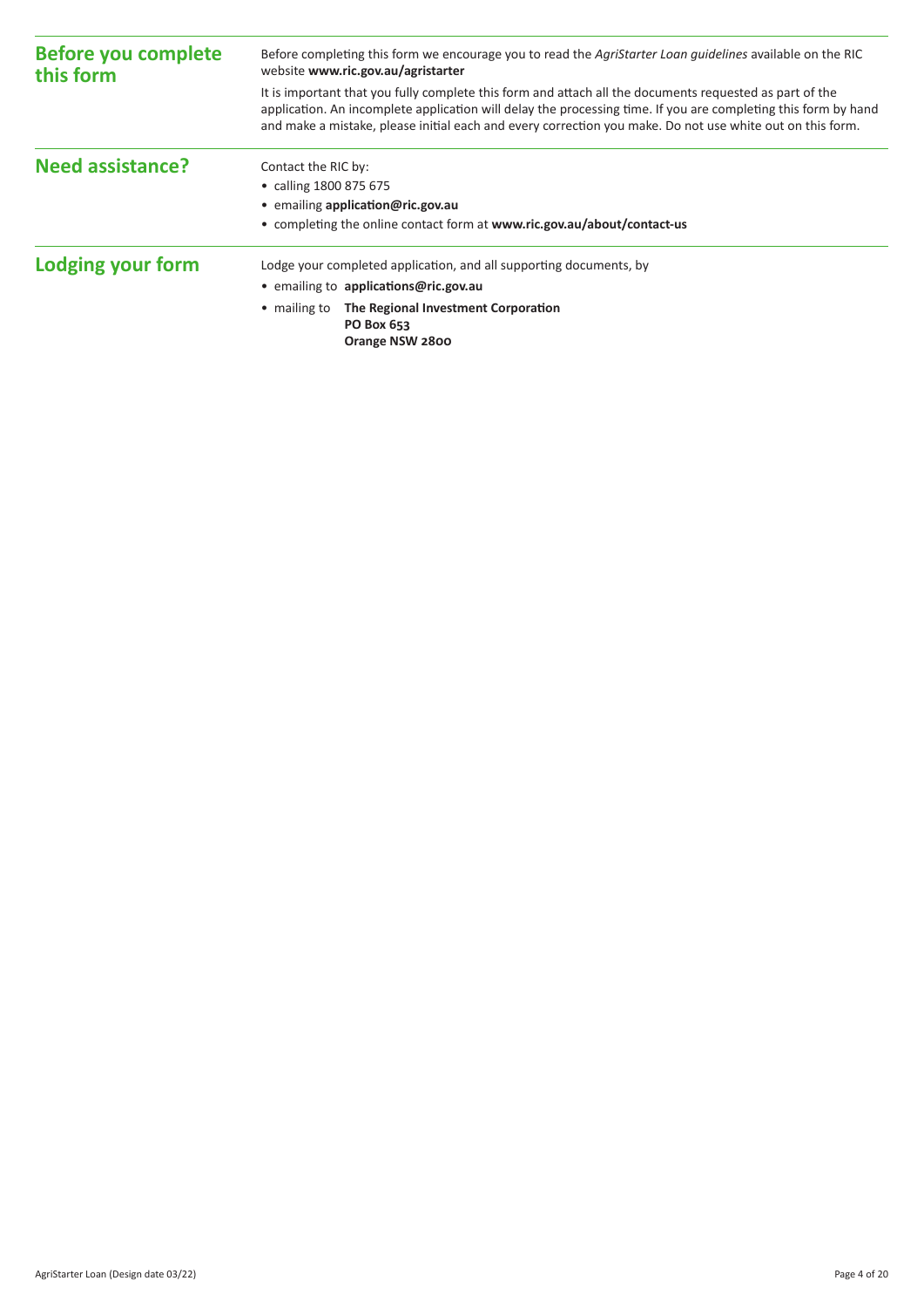## Before you complete this form

Before completing this form we encourage you to read the *AgriStarter Loan guidelines* available on the RIC website **www.ric.gov.au/agristarter**

It is important that you fully complete this form and attach all the documents requested as part of the application. An incomplete application will delay the processing time. If you are completing this form by hand and make a mistake, please initial each and every correction you make. Do not use white out on this form.

## Need assistance?

Contact the RIC by:

- calling 1800 875 675
- emailing **application@ric.gov.au**
- completing the online contact form at **www.ric.gov.au/about/contact-us**

## Lodging your form

Lodge your completed application, and all supporting documents, by

- emailing to **applications@ric.gov.au**
- mailing to **The Regional Investment Corporation**
  **PO Box 653**
  **Orange NSW 2800**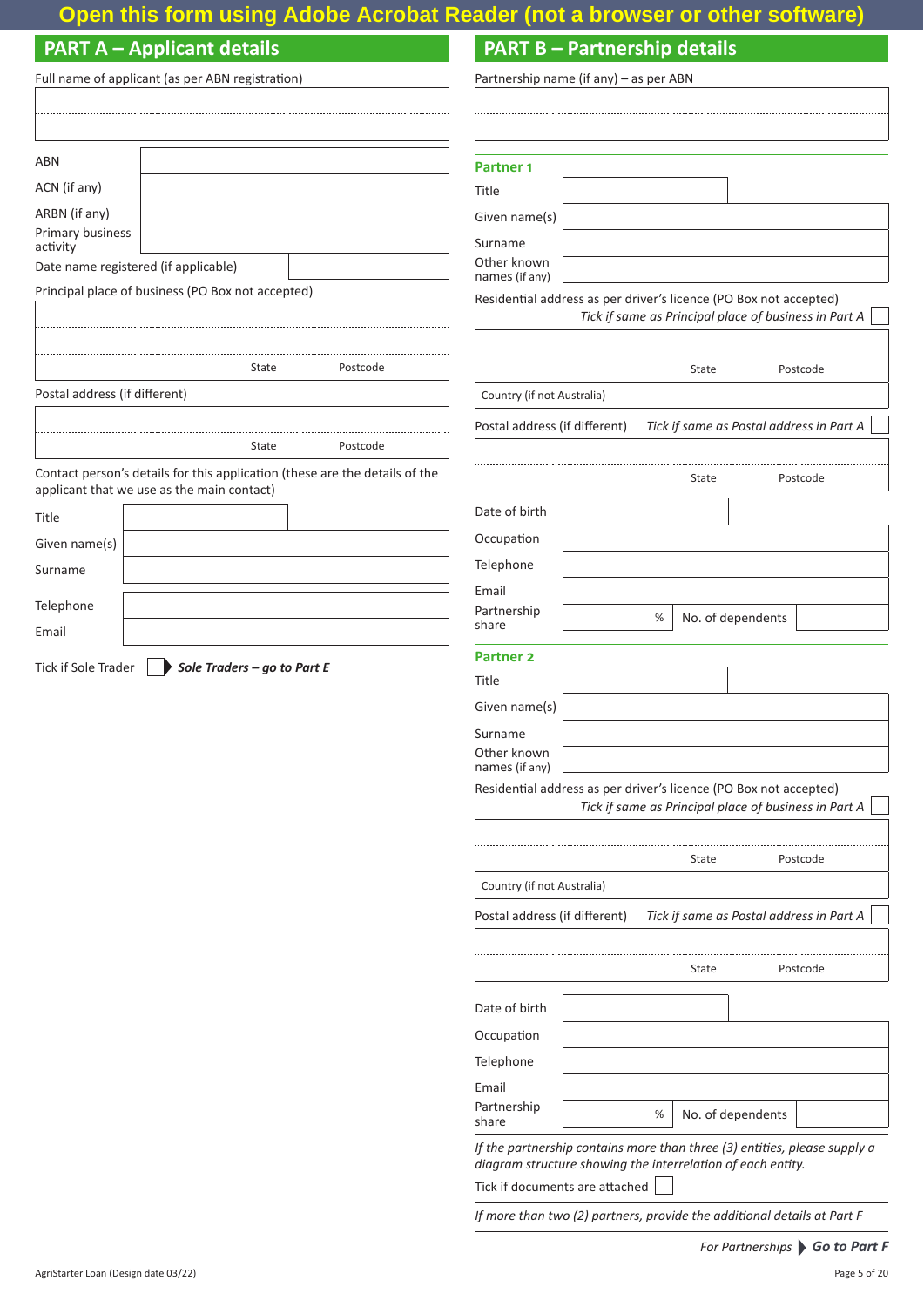**Open this form using Adobe Acrobat Reader (not a browser or other software)**

## PART A – Applicant details

Full name of applicant (as per ABN registration)

| | |
|---|---|
| ABN | |
| ACN (if any) | |
| ARBN (if any) | |
| Primary business activity | |
| Date name registered (if applicable) | |

Principal place of business (PO Box not accepted)

State Postcode

Postal address (if different)

State Postcode

Contact person's details for this application (these are the details of the applicant that we use as the main contact)

| | |
|---|---|
| Title | |
| Given name(s) | |
| Surname | |
| Telephone | |
| Email | |

Tick if Sole Trader ☐ ***Sole Traders – go to Part E***

## PART B – Partnership details

Partnership name (if any) – as per ABN

### Partner 1

| | |
|---|---|
| Title | |
| Given name(s) | |
| Surname | |
| Other known names (if any) | |

Residential address as per driver's licence (PO Box not accepted)

*Tick if same as Principal place of business in Part A* ☐

State Postcode

Country (if not Australia)

Postal address (if different) *Tick if same as Postal address in Part A* ☐

State Postcode

| | | | |
|---|---|---|---|
| Date of birth | | | |
| Occupation | | | |
| Telephone | | | |
| Email | | | |
| Partnership share | % | No. of dependents | |

### Partner 2

| | |
|---|---|
| Title | |
| Given name(s) | |
| Surname | |
| Other known names (if any) | |

Residential address as per driver's licence (PO Box not accepted)

*Tick if same as Principal place of business in Part A* ☐

State Postcode

Country (if not Australia)

Postal address (if different) *Tick if same as Postal address in Part A* ☐

State Postcode

| | | | |
|---|---|---|---|
| Date of birth | | | |
| Occupation | | | |
| Telephone | | | |
| Email | | | |
| Partnership share | % | No. of dependents | |

*If the partnership contains more than three (3) entities, please supply a diagram structure showing the interrelation of each entity.*

Tick if documents are attached ☐

*If more than two (2) partners, provide the additional details at Part F*

*For Partnerships* ***Go to Part F***

AgriStarter Loan (Design date 03/22)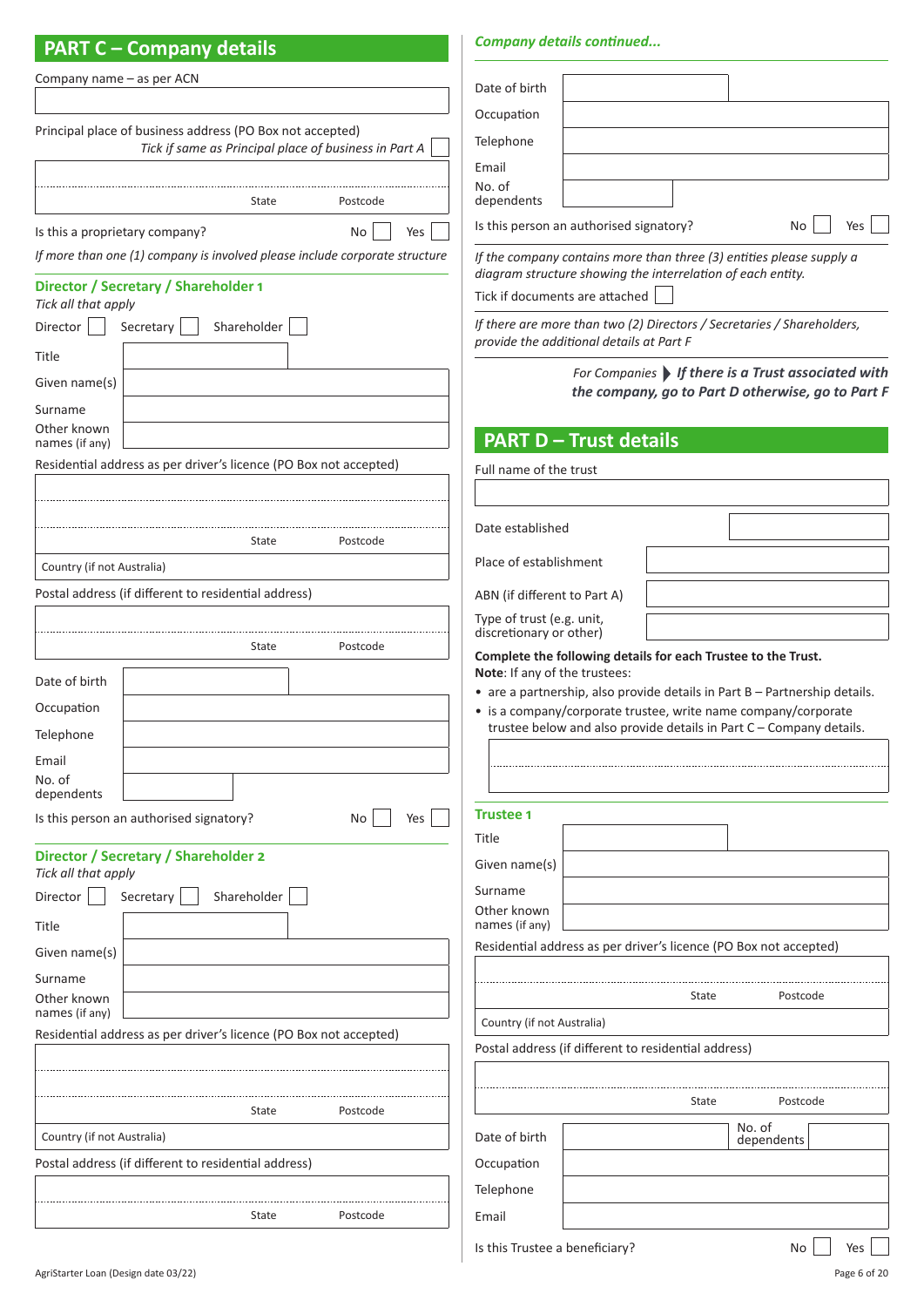## PART C – Company details

Company name – as per ACN

Principal place of business address (PO Box not accepted)
*Tick if same as Principal place of business in Part A* ☐

State | Postcode

Is this a proprietary company? No ☐ Yes ☐

*If more than one (1) company is involved please include corporate structure*

### Director / Secretary / Shareholder 1

*Tick all that apply*

Director ☐ Secretary ☐ Shareholder ☐

Title

Given name(s)

Surname

Other known names (if any)

Residential address as per driver's licence (PO Box not accepted)

State | Postcode

Country (if not Australia)

Postal address (if different to residential address)

State | Postcode

Date of birth

Occupation

Telephone

Email

No. of dependents

Is this person an authorised signatory? No ☐ Yes ☐

### Director / Secretary / Shareholder 2

*Tick all that apply*

Director ☐ Secretary ☐ Shareholder ☐

Title

Given name(s)

Surname

Other known names (if any)

Residential address as per driver's licence (PO Box not accepted)

State | Postcode

Country (if not Australia)

Postal address (if different to residential address)

State | Postcode

*Company details continued...*

Date of birth

Occupation

Telephone

Email

No. of dependents

Is this person an authorised signatory? No ☐ Yes ☐

*If the company contains more than three (3) entities please supply a diagram structure showing the interrelation of each entity.*

Tick if documents are attached ☐

*If there are more than two (2) Directors / Secretaries / Shareholders, provide the additional details at Part F*

*For Companies* ▶ ***If there is a Trust associated with the company, go to Part D otherwise, go to Part F***

## PART D – Trust details

Full name of the trust

Date established

Place of establishment

ABN (if different to Part A)

Type of trust (e.g. unit, discretionary or other)

**Complete the following details for each Trustee to the Trust.**
**Note**: If any of the trustees:

- are a partnership, also provide details in Part B – Partnership details.
- is a company/corporate trustee, write name company/corporate trustee below and also provide details in Part C – Company details.

### Trustee 1

Title

Given name(s)

Surname

Other known names (if any)

Residential address as per driver's licence (PO Box not accepted)

State | Postcode

Country (if not Australia)

Postal address (if different to residential address)

State | Postcode

Date of birth | No. of dependents

Occupation

Telephone

Email

Is this Trustee a beneficiary? No ☐ Yes ☐

AgriStarter Loan (Design date 03/22)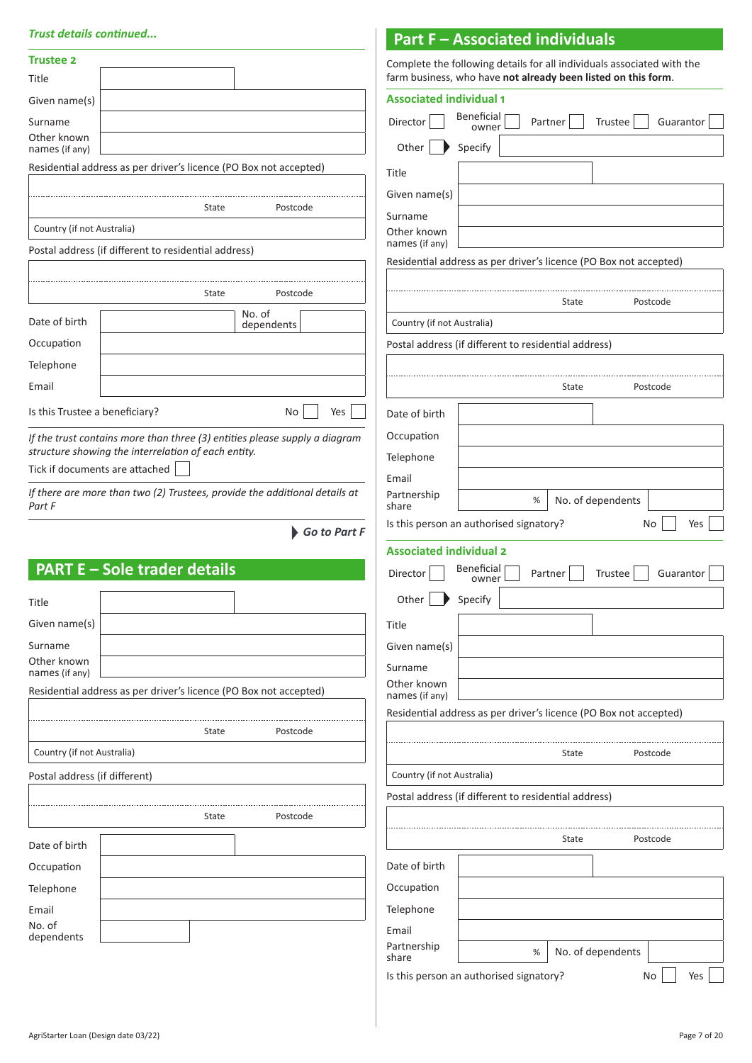*Trust details continued...*

### Trustee 2

Title

Given name(s)

Surname

Other known names (if any)

Residential address as per driver's licence (PO Box not accepted)

State Postcode

Country (if not Australia)

Postal address (if different to residential address)

State Postcode

Date of birth

No. of dependents

Occupation

Telephone

Email

Is this Trustee a beneficiary? No ☐ Yes ☐

*If the trust contains more than three (3) entities please supply a diagram structure showing the interrelation of each entity.*

Tick if documents are attached ☐

*If there are more than two (2) Trustees, provide the additional details at Part F*

***Go to Part F***

## PART E – Sole trader details

Title

Given name(s)

Surname

Other known names (if any)

Residential address as per driver's licence (PO Box not accepted)

State Postcode

Country (if not Australia)

Postal address (if different)

State Postcode

Date of birth

Occupation

Telephone

Email

No. of dependents

## Part F – Associated individuals

Complete the following details for all individuals associated with the farm business, who have **not already been listed on this form**.

### Associated individual 1

Director ☐ Beneficial owner ☐ Partner ☐ Trustee ☐ Guarantor ☐

Other ☐ Specify

Title

Given name(s)

Surname

Other known names (if any)

Residential address as per driver's licence (PO Box not accepted)

State Postcode

Country (if not Australia)

Postal address (if different to residential address)

State Postcode

Date of birth

Occupation

Telephone

Email

Partnership share % No. of dependents

Is this person an authorised signatory? No ☐ Yes ☐

### Associated individual 2

Director ☐ Beneficial owner ☐ Partner ☐ Trustee ☐ Guarantor ☐

Other ☐ Specify

Title

Given name(s)

Surname

Other known names (if any)

Residential address as per driver's licence (PO Box not accepted)

State Postcode

Country (if not Australia)

Postal address (if different to residential address)

State Postcode

Date of birth

Occupation

Telephone

Email

Partnership share % No. of dependents

Is this person an authorised signatory? No ☐ Yes ☐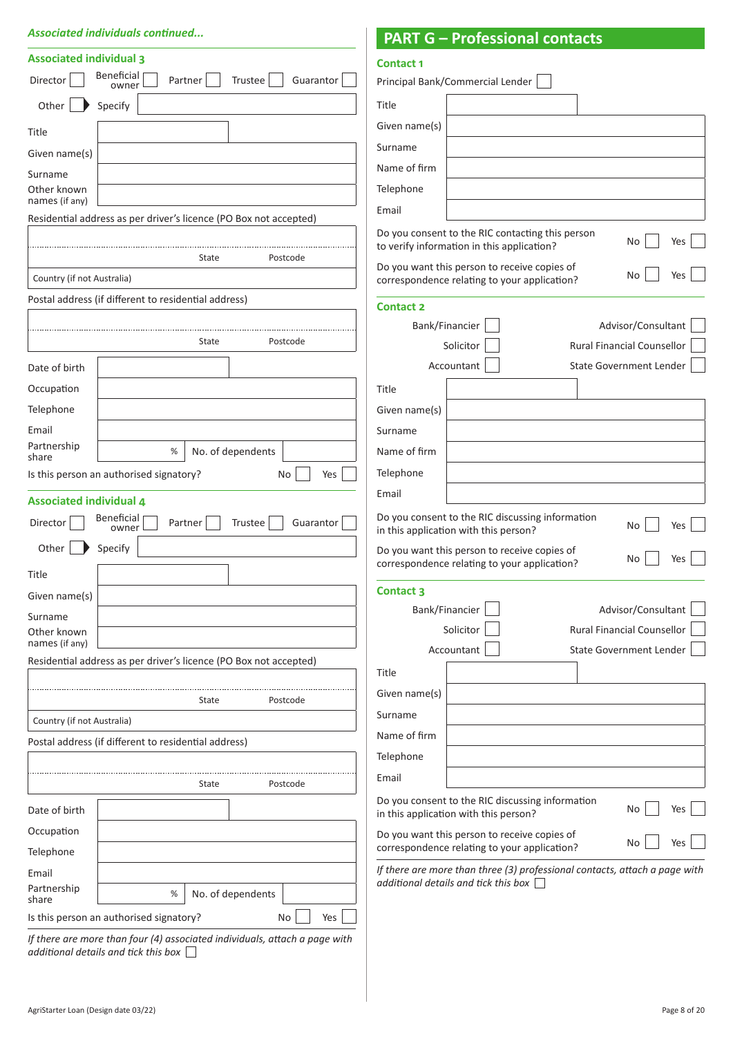*Associated individuals continued...*

### Associated individual 3

Director ☐ Beneficial owner ☐ Partner ☐ Trustee ☐ Guarantor ☐

Other ☐ Specify

Title

Given name(s)

Surname

Other known names (if any)

Residential address as per driver's licence (PO Box not accepted)

State Postcode

Country (if not Australia)

Postal address (if different to residential address)

State Postcode

Date of birth

Occupation

Telephone

Email

Partnership share % No. of dependents

Is this person an authorised signatory? No ☐ Yes ☐

### Associated individual 4

Director ☐ Beneficial owner ☐ Partner ☐ Trustee ☐ Guarantor ☐

Other ☐ Specify

Title

Given name(s)

Surname

Other known names (if any)

Residential address as per driver's licence (PO Box not accepted)

State Postcode

Country (if not Australia)

Postal address (if different to residential address)

State Postcode

Date of birth

Occupation

Telephone

Email

Partnership share % No. of dependents

Is this person an authorised signatory? No ☐ Yes ☐

*If there are more than four (4) associated individuals, attach a page with additional details and tick this box* ☐

## PART G – Professional contacts

### Contact 1

Principal Bank/Commercial Lender ☐

Title

Given name(s)

Surname

Name of firm

Telephone

Email

Do you consent to the RIC contacting this person to verify information in this application? No ☐ Yes ☐

Do you want this person to receive copies of correspondence relating to your application? No ☐ Yes ☐

### Contact 2

Bank/Financier ☐ Advisor/Consultant ☐

Solicitor ☐ Rural Financial Counsellor ☐

Accountant ☐ State Government Lender ☐

Title

Given name(s)

Surname

Name of firm

Telephone

Email

Do you consent to the RIC discussing information in this application with this person? No ☐ Yes ☐

Do you want this person to receive copies of correspondence relating to your application? No ☐ Yes ☐

### Contact 3

Bank/Financier ☐ Advisor/Consultant ☐

Solicitor ☐ Rural Financial Counsellor ☐

Accountant ☐ State Government Lender ☐

Title

Given name(s)

Surname

Name of firm

Telephone

Email

Do you consent to the RIC discussing information in this application with this person? No ☐ Yes ☐

Do you want this person to receive copies of correspondence relating to your application? No ☐ Yes ☐

*If there are more than three (3) professional contacts, attach a page with additional details and tick this box* ☐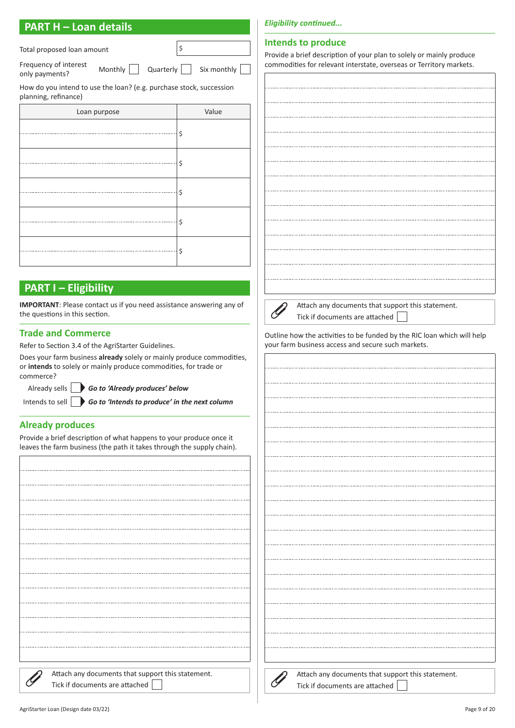## PART H – Loan details

Total proposed loan amount $

Frequency of interest only payments? Monthly ☐ Quarterly ☐ Six monthly ☐

How do you intend to use the loan? (e.g. purchase stock, succession planning, refinance)

| Loan purpose | Value |
| --- | --- |
| | $ |
| | $ |
| | $ |
| | $ |
| | $ |

## PART I – Eligibility

**IMPORTANT**: Please contact us if you need assistance answering any of the questions in this section.

### Trade and Commerce

Refer to Section 3.4 of the AgriStarter Guidelines.

Does your farm business **already** solely or mainly produce commodities, or **intends** to solely or mainly produce commodities, for trade or commerce?

Already sells ☐ ***Go to 'Already produces' below***

Intends to sell ☐ ***Go to 'Intends to produce' in the next column***

### Already produces

Provide a brief description of what happens to your produce once it leaves the farm business (the path it takes through the supply chain).

Attach any documents that support this statement.
Tick if documents are attached ☐

*Eligibility continued...*

### Intends to produce

Provide a brief description of your plan to solely or mainly produce commodities for relevant interstate, overseas or Territory markets.

Attach any documents that support this statement.
Tick if documents are attached ☐

Outline how the activities to be funded by the RIC loan which will help your farm business access and secure such markets.

Attach any documents that support this statement.
Tick if documents are attached ☐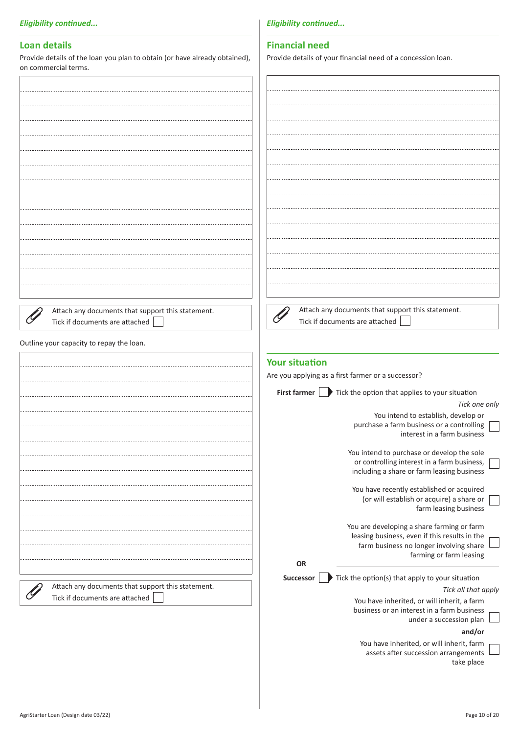*Eligibility continued...*

## Loan details

Provide details of the loan you plan to obtain (or have already obtained), on commercial terms.

Attach any documents that support this statement.
Tick if documents are attached ☐

Outline your capacity to repay the loan.

Attach any documents that support this statement.
Tick if documents are attached ☐

*Eligibility continued...*

## Financial need

Provide details of your financial need of a concession loan.

Attach any documents that support this statement.
Tick if documents are attached ☐

## Your situation

Are you applying as a first farmer or a successor?

**First farmer** ☐ Tick the option that applies to your situation

*Tick one only*

- You intend to establish, develop or purchase a farm business or a controlling interest in a farm business ☐
- You intend to purchase or develop the sole or controlling interest in a farm business, including a share or farm leasing business ☐
- You have recently established or acquired (or will establish or acquire) a share or farm leasing business ☐
- You are developing a share farming or farm leasing business, even if this results in the farm business no longer involving share farming or farm leasing ☐

**OR**

**Successor** ☐ Tick the option(s) that apply to your situation

*Tick all that apply*

- You have inherited, or will inherit, a farm business or an interest in a farm business under a succession plan ☐

**and/or**

- You have inherited, or will inherit, farm assets after succession arrangements take place ☐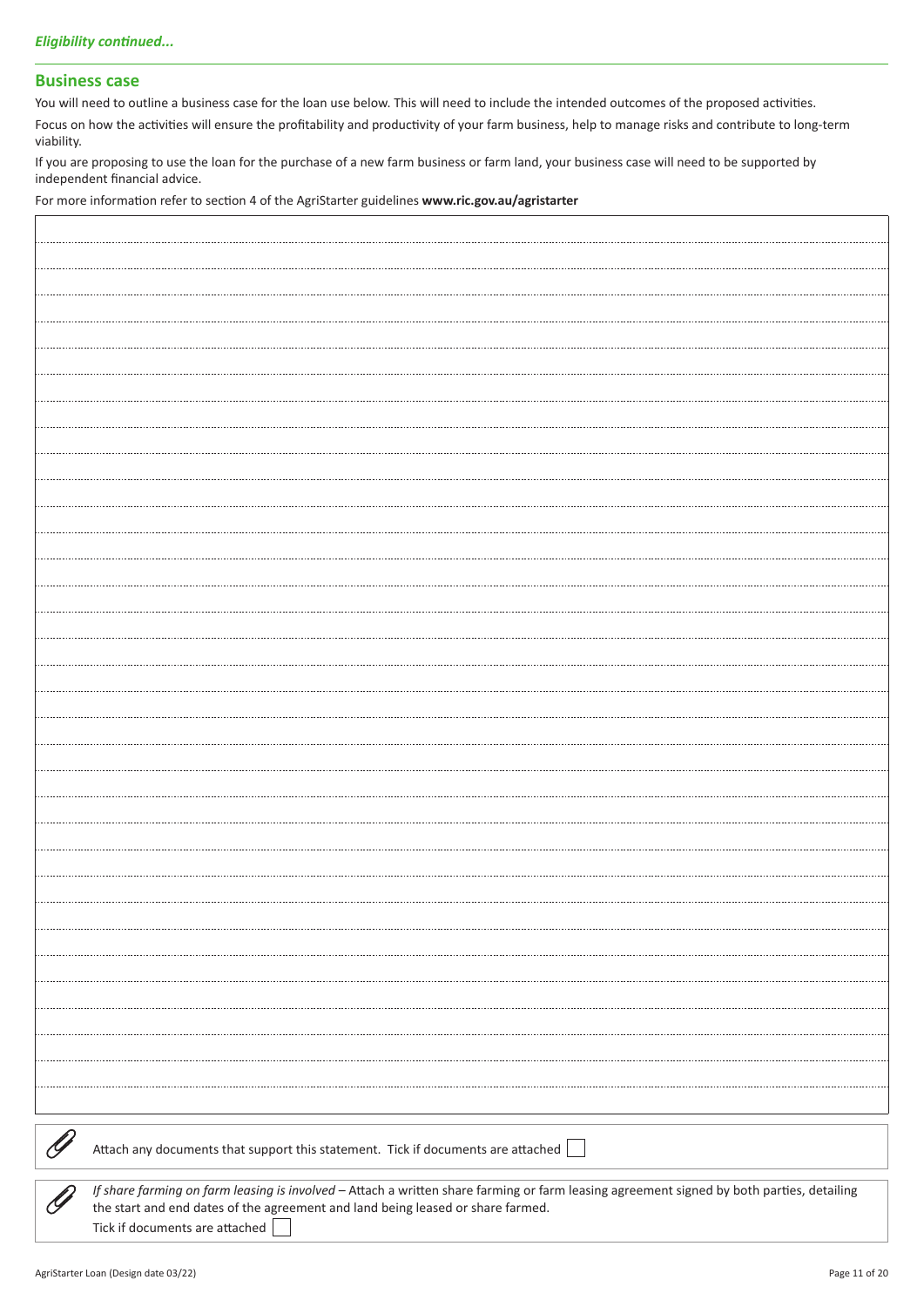*Eligibility continued...*

## Business case

You will need to outline a business case for the loan use below. This will need to include the intended outcomes of the proposed activities.

Focus on how the activities will ensure the profitability and productivity of your farm business, help to manage risks and contribute to long-term viability.

If you are proposing to use the loan for the purchase of a new farm business or farm land, your business case will need to be supported by independent financial advice.

For more information refer to section 4 of the AgriStarter guidelines **www.ric.gov.au/agristarter**

Attach any documents that support this statement. Tick if documents are attached ☐

*If share farming on farm leasing is involved* – Attach a written share farming or farm leasing agreement signed by both parties, detailing the start and end dates of the agreement and land being leased or share farmed.

Tick if documents are attached ☐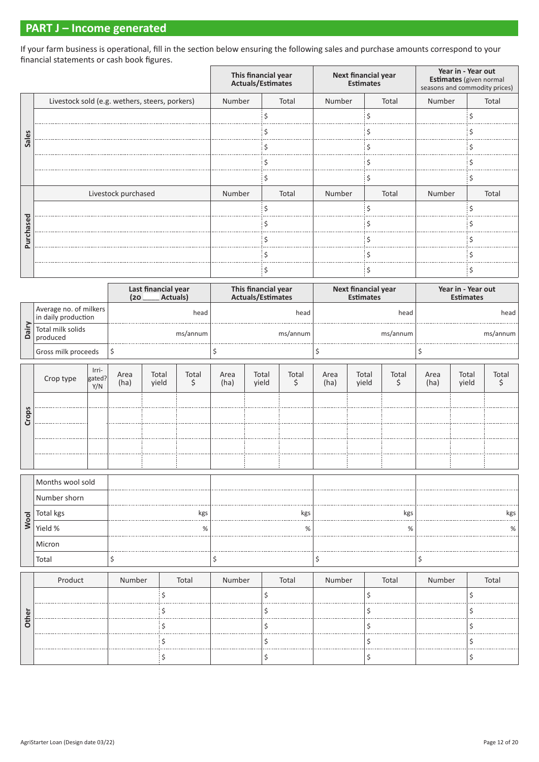## PART J – Income generated

If your farm business is operational, fill in the section below ensuring the following sales and purchase amounts correspond to your financial statements or cash book figures.

| | | This financial year Actuals/Estimates | | Next financial year Estimates | | Year in - Year out Estimates (given normal seasons and commodity prices) | |
|---|---|---|---|---|---|---|---|
| **Sales** | Livestock sold (e.g. wethers, steers, porkers) | Number | Total | Number | Total | Number | Total |
| | | | $ | | $ | | $ |
| | | | $ | | $ | | $ |
| | | | $ | | $ | | $ |
| | | | $ | | $ | | $ |
| | | | $ | | $ | | $ |
| **Purchased** | Livestock purchased | Number | Total | Number | Total | Number | Total |
| | | | $ | | $ | | $ |
| | | | $ | | $ | | $ |
| | | | $ | | $ | | $ |
| | | | $ | | $ | | $ |
| | | | $ | | $ | | $ |

| | | Last financial year (20 ____ Actuals) | This financial year Actuals/Estimates | Next financial year Estimates | Year in - Year out Estimates |
|---|---|---|---|---|---|
| **Dairy** | Average no. of milkers in daily production | head | head | head | head |
| | Total milk solids produced | ms/annum | ms/annum | ms/annum | ms/annum |
| | Gross milk proceeds | $ | $ | $ | $ |

| | Crop type | Irri-gated? Y/N | Area (ha) | Total yield | Total $ | Area (ha) | Total yield | Total $ | Area (ha) | Total yield | Total $ | Area (ha) | Total yield | Total $ |
|---|---|---|---|---|---|---|---|---|---|---|---|---|---|---|
| **Crops** | | | | | | | | | | | | | | |
| | | | | | | | | | | | | | | |
| | | | | | | | | | | | | | | |
| | | | | | | | | | | | | | | |
| | | | | | | | | | | | | | | |

| | | | | | |
|---|---|---|---|---|---|
| **Wool** | Months wool sold | | | | |
| | Number shorn | | | | |
| | Total kgs | kgs | kgs | kgs | kgs |
| | Yield % | % | % | % | % |
| | Micron | | | | |
| | Total | $ | $ | $ | $ |

| | Product | Number | Total | Number | Total | Number | Total | Number | Total |
|---|---|---|---|---|---|---|---|---|---|
| **Other** | | | $ | | $ | | $ | | $ |
| | | | $ | | $ | | $ | | $ |
| | | | $ | | $ | | $ | | $ |
| | | | $ | | $ | | $ | | $ |
| | | | $ | | $ | | $ | | $ |

AgriStarter Loan (Design date 03/22)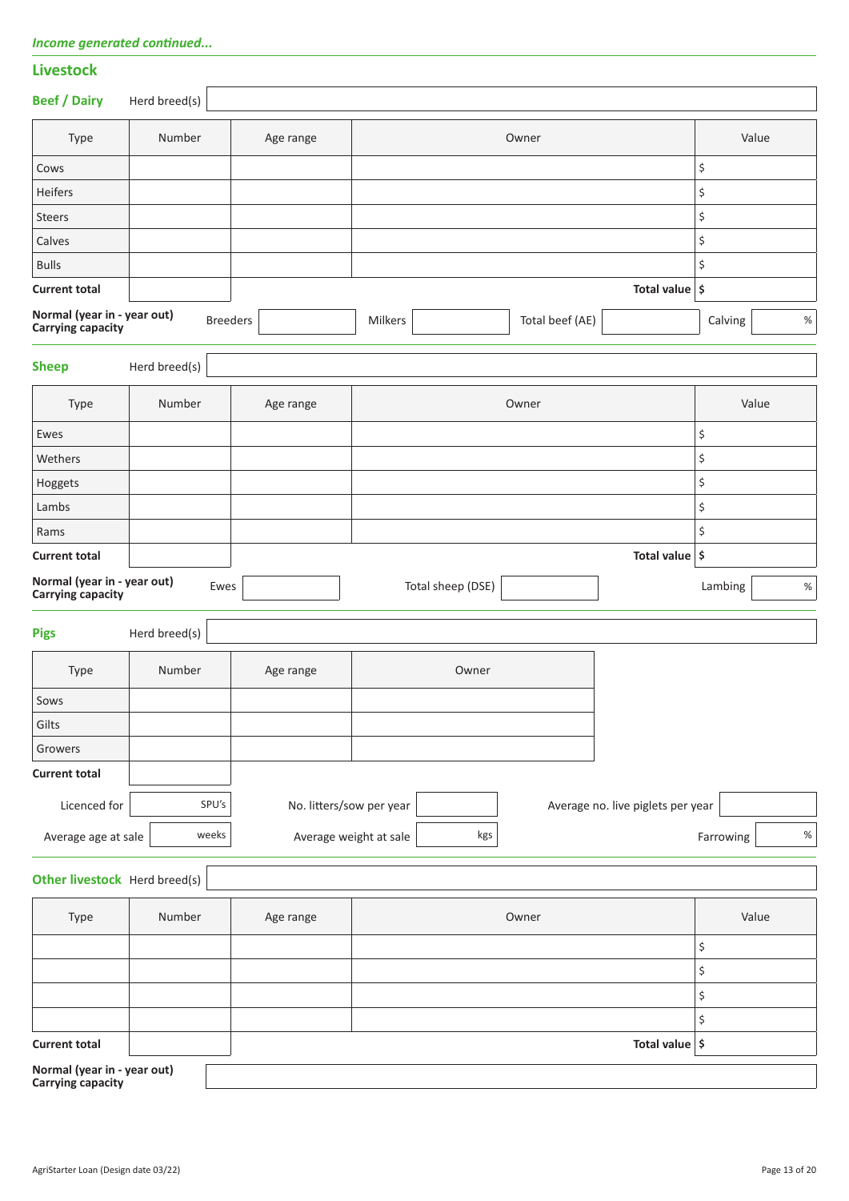*Income generated continued...*

## Livestock

### Beef / Dairy

Herd breed(s):

| Type | Number | Age range | Owner | Value |
|---|---|---|---|---|
| Cows | | | | $ |
| Heifers | | | | $ |
| Steers | | | | $ |
| Calves | | | | $ |
| Bulls | | | | $ |
| **Current total** | | | **Total value** | **$** |

**Normal (year in - year out) Carrying capacity**

Breeders: ______ Milkers: ______ Total beef (AE): ______ Calving: ______ %

### Sheep

Herd breed(s):

| Type | Number | Age range | Owner | Value |
|---|---|---|---|---|
| Ewes | | | | $ |
| Wethers | | | | $ |
| Hoggets | | | | $ |
| Lambs | | | | $ |
| Rams | | | | $ |
| **Current total** | | | **Total value** | **$** |

**Normal (year in - year out) Carrying capacity**

Ewes: ______ Total sheep (DSE): ______ Lambing: ______ %

### Pigs

Herd breed(s):

| Type | Number | Age range | Owner |
|---|---|---|---|
| Sows | | | |
| Gilts | | | |
| Growers | | | |
| **Current total** | | | |

Licenced for: ______ SPU's

No. litters/sow per year: ______

Average no. live piglets per year: ______

Average age at sale: ______ weeks

Average weight at sale: ______ kgs

Farrowing: ______ %

### Other livestock

Herd breed(s):

| Type | Number | Age range | Owner | Value |
|---|---|---|---|---|
| | | | | $ |
| | | | | $ |
| | | | | $ |
| | | | | $ |
| **Current total** | | | **Total value** | **$** |

**Normal (year in - year out) Carrying capacity**: ______

AgriStarter Loan (Design date 03/22)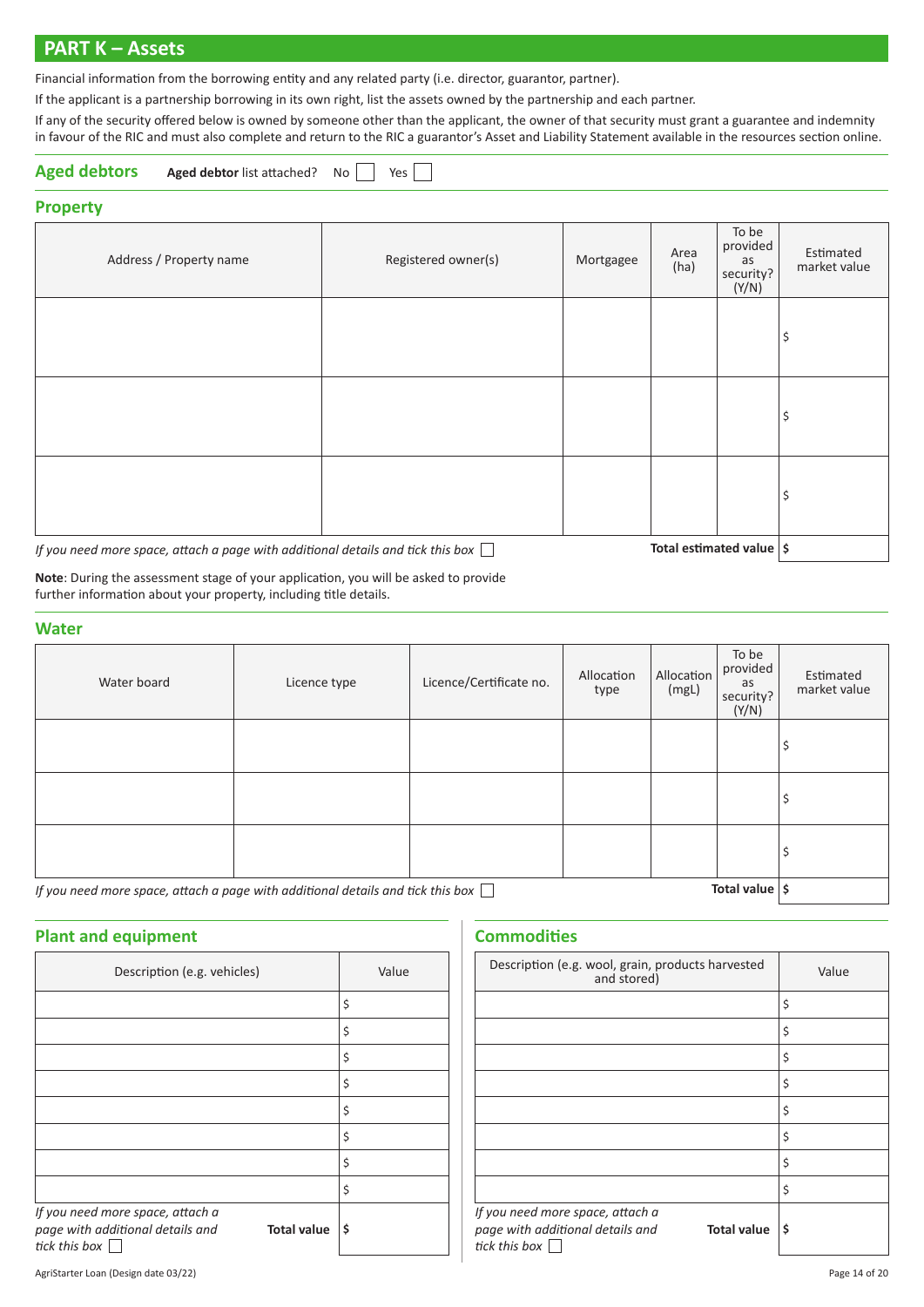## PART K – Assets

Financial information from the borrowing entity and any related party (i.e. director, guarantor, partner).

If the applicant is a partnership borrowing in its own right, list the assets owned by the partnership and each partner.

If any of the security offered below is owned by someone other than the applicant, the owner of that security must grant a guarantee and indemnity in favour of the RIC and must also complete and return to the RIC a guarantor's Asset and Liability Statement available in the resources section online.

### Aged debtors

**Aged debtor** list attached? No ☐ Yes ☐

### Property

| Address / Property name | Registered owner(s) | Mortgagee | Area (ha) | To be provided as security? (Y/N) | Estimated market value |
|---|---|---|---|---|---|
| | | | | | $ |
| | | | | | $ |
| | | | | | $ |
| | | | | **Total estimated value** | **$** |

*If you need more space, attach a page with additional details and tick this box* ☐

**Note**: During the assessment stage of your application, you will be asked to provide further information about your property, including title details.

### Water

| Water board | Licence type | Licence/Certificate no. | Allocation type | Allocation (mgL) | To be provided as security? (Y/N) | Estimated market value |
|---|---|---|---|---|---|---|
| | | | | | | $ |
| | | | | | | $ |
| | | | | | | $ |
| | | | | | **Total value** | **$** |

*If you need more space, attach a page with additional details and tick this box* ☐

### Plant and equipment

| Description (e.g. vehicles) | Value |
|---|---|
| | $ |
| | $ |
| | $ |
| | $ |
| | $ |
| | $ |
| | $ |
| | $ |
| **Total value** | **$** |

*If you need more space, attach a page with additional details and tick this box* ☐

### Commodities

| Description (e.g. wool, grain, products harvested and stored) | Value |
|---|---|
| | $ |
| | $ |
| | $ |
| | $ |
| | $ |
| | $ |
| | $ |
| | $ |
| **Total value** | **$** |

*If you need more space, attach a page with additional details and tick this box* ☐

AgriStarter Loan (Design date 03/22)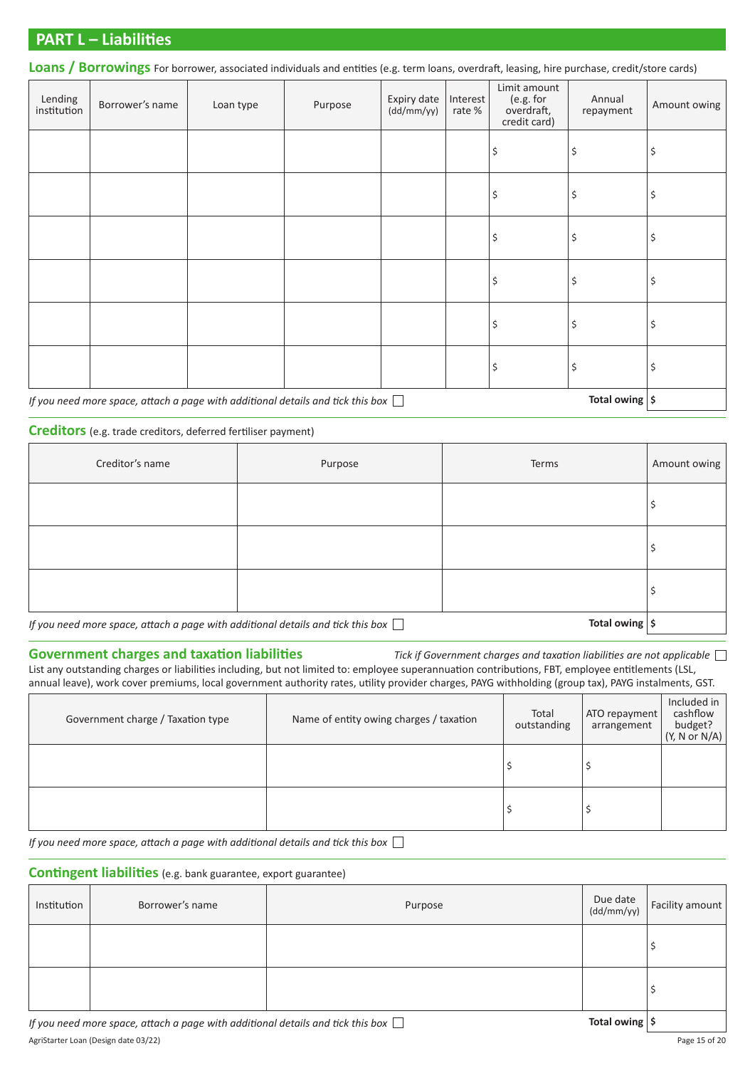## PART L – Liabilities

### Loans / Borrowings

For borrower, associated individuals and entities (e.g. term loans, overdraft, leasing, hire purchase, credit/store cards)

| Lending institution | Borrower's name | Loan type | Purpose | Expiry date (dd/mm/yy) | Interest rate % | Limit amount (e.g. for overdraft, credit card) | Annual repayment | Amount owing |
|---|---|---|---|---|---|---|---|---|
| | | | | | | $ | $ | $ |
| | | | | | | $ | $ | $ |
| | | | | | | $ | $ | $ |
| | | | | | | $ | $ | $ |
| | | | | | | $ | $ | $ |
| | | | | | | $ | $ | $ |
| | | | | | | | **Total owing** | **$** |

*If you need more space, attach a page with additional details and tick this box* ☐

### Creditors

(e.g. trade creditors, deferred fertiliser payment)

| Creditor's name | Purpose | Terms | Amount owing |
|---|---|---|---|
| | | | $ |
| | | | $ |
| | | | $ |
| | | **Total owing** | **$** |

*If you need more space, attach a page with additional details and tick this box* ☐

### Government charges and taxation liabilities

*Tick if Government charges and taxation liabilities are not applicable* ☐

List any outstanding charges or liabilities including, but not limited to: employee superannuation contributions, FBT, employee entitlements (LSL, annual leave), work cover premiums, local government authority rates, utility provider charges, PAYG withholding (group tax), PAYG instalments, GST.

| Government charge / Taxation type | Name of entity owing charges / taxation | Total outstanding | ATO repayment arrangement | Included in cashflow budget? (Y, N or N/A) |
|---|---|---|---|---|
| | | $ | $ | |
| | | $ | $ | |

*If you need more space, attach a page with additional details and tick this box* ☐

### Contingent liabilities

(e.g. bank guarantee, export guarantee)

| Institution | Borrower's name | Purpose | Due date (dd/mm/yy) | Facility amount |
|---|---|---|---|---|
| | | | | $ |
| | | | | $ |
| | | | **Total owing** | **$** |

*If you need more space, attach a page with additional details and tick this box* ☐

AgriStarter Loan (Design date 03/22)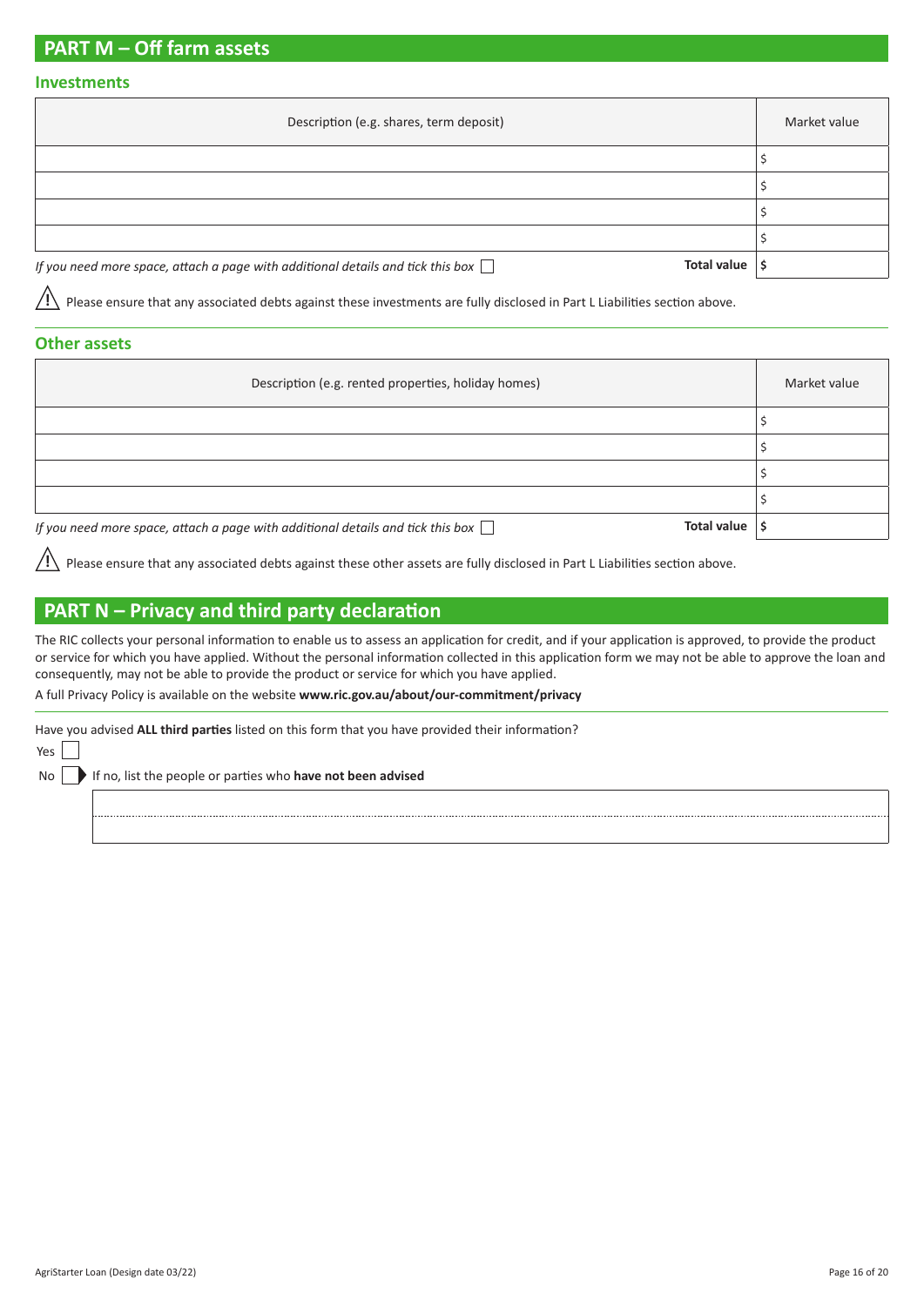## PART M – Off farm assets

### Investments

| Description (e.g. shares, term deposit) | Market value |
|---|---|
| | $ |
| | $ |
| | $ |
| | $ |
| *If you need more space, attach a page with additional details and tick this box* ☐ **Total value** | **$** |

⚠ Please ensure that any associated debts against these investments are fully disclosed in Part L Liabilities section above.

### Other assets

| Description (e.g. rented properties, holiday homes) | Market value |
|---|---|
| | $ |
| | $ |
| | $ |
| | $ |
| *If you need more space, attach a page with additional details and tick this box* ☐ **Total value** | **$** |

⚠ Please ensure that any associated debts against these other assets are fully disclosed in Part L Liabilities section above.

## PART N – Privacy and third party declaration

The RIC collects your personal information to enable us to assess an application for credit, and if your application is approved, to provide the product or service for which you have applied. Without the personal information collected in this application form we may not be able to approve the loan and consequently, may not be able to provide the product or service for which you have applied.

A full Privacy Policy is available on the website **www.ric.gov.au/about/our-commitment/privacy**

Have you advised **ALL third parties** listed on this form that you have provided their information?

Yes ☐

No ☐ ▶ If no, list the people or parties who **have not been advised**

______________________________________________

______________________________________________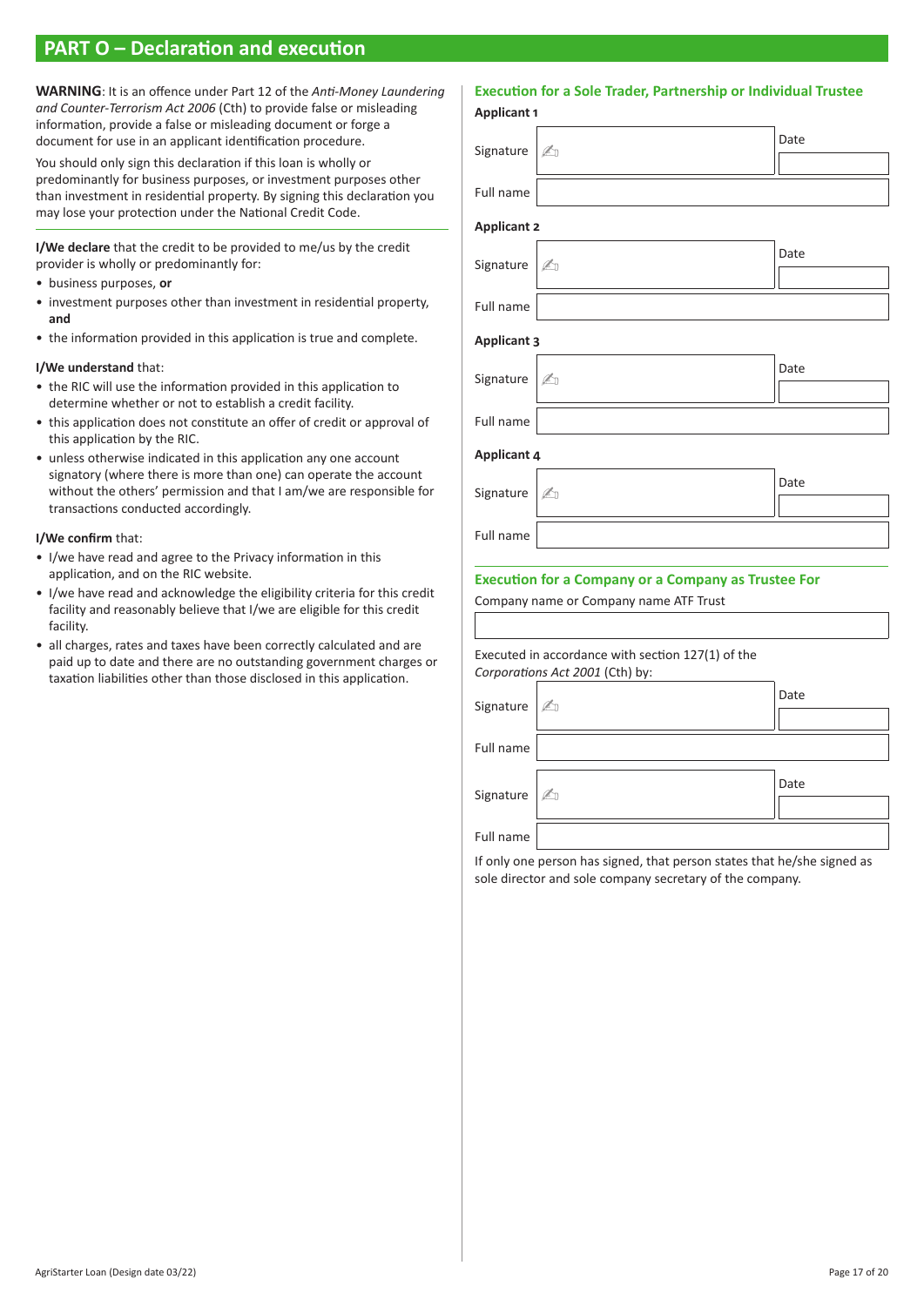## PART O – Declaration and execution

**WARNING**: It is an offence under Part 12 of the *Anti-Money Laundering and Counter-Terrorism Act 2006* (Cth) to provide false or misleading information, provide a false or misleading document or forge a document for use in an applicant identification procedure.

You should only sign this declaration if this loan is wholly or predominantly for business purposes, or investment purposes other than investment in residential property. By signing this declaration you may lose your protection under the National Credit Code.

**I/We declare** that the credit to be provided to me/us by the credit provider is wholly or predominantly for:

- business purposes, **or**
- investment purposes other than investment in residential property, **and**
- the information provided in this application is true and complete.

**I/We understand** that:

- the RIC will use the information provided in this application to determine whether or not to establish a credit facility.
- this application does not constitute an offer of credit or approval of this application by the RIC.
- unless otherwise indicated in this application any one account signatory (where there is more than one) can operate the account without the others' permission and that I am/we are responsible for transactions conducted accordingly.

**I/We confirm** that:

- I/we have read and agree to the Privacy information in this application, and on the RIC website.
- I/we have read and acknowledge the eligibility criteria for this credit facility and reasonably believe that I/we are eligible for this credit facility.
- all charges, rates and taxes have been correctly calculated and are paid up to date and there are no outstanding government charges or taxation liabilities other than those disclosed in this application.

### Execution for a Sole Trader, Partnership or Individual Trustee

**Applicant 1**

Signature ✍ Date

Full name

**Applicant 2**

Signature ✍ Date

Full name

**Applicant 3**

Signature ✍ Date

Full name

**Applicant 4**

Signature ✍ Date

Full name

### Execution for a Company or a Company as Trustee For

Company name or Company name ATF Trust

Executed in accordance with section 127(1) of the *Corporations Act 2001* (Cth) by:

Signature ✍ Date

Full name

Signature ✍ Date

Full name

If only one person has signed, that person states that he/she signed as sole director and sole company secretary of the company.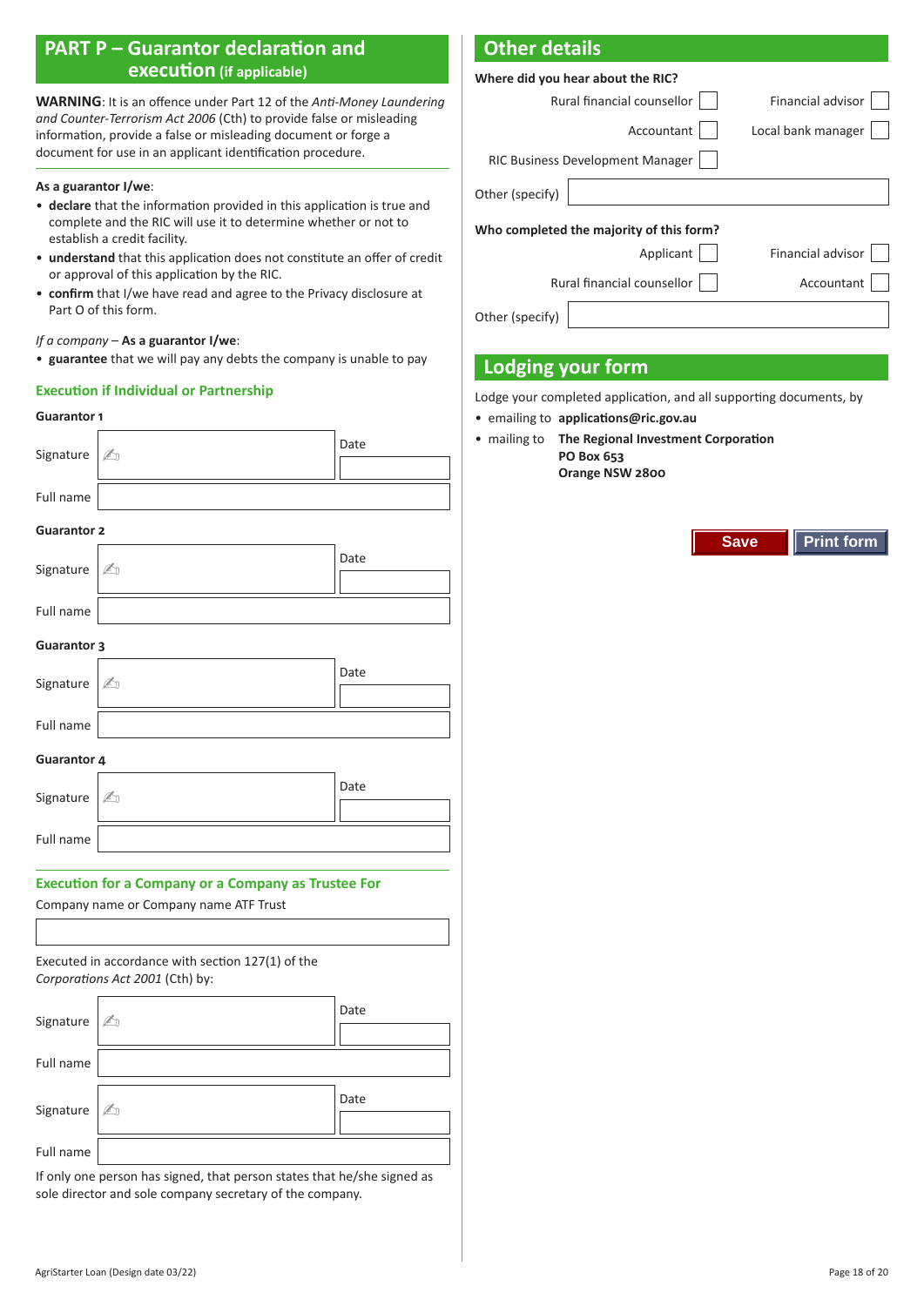## PART P – Guarantor declaration and execution (if applicable)

**WARNING**: It is an offence under Part 12 of the *Anti-Money Laundering and Counter-Terrorism Act 2006* (Cth) to provide false or misleading information, provide a false or misleading document or forge a document for use in an applicant identification procedure.

**As a guarantor I/we**:

- **declare** that the information provided in this application is true and complete and the RIC will use it to determine whether or not to establish a credit facility.
- **understand** that this application does not constitute an offer of credit or approval of this application by the RIC.
- **confirm** that I/we have read and agree to the Privacy disclosure at Part O of this form.

*If a company* – **As a guarantor I/we**:

- **guarantee** that we will pay any debts the company is unable to pay

### Execution if Individual or Partnership

**Guarantor 1**

Signature | Date
Full name

**Guarantor 2**

Signature | Date
Full name

**Guarantor 3**

Signature | Date
Full name

**Guarantor 4**

Signature | Date
Full name

### Execution for a Company or a Company as Trustee For

Company name or Company name ATF Trust

Executed in accordance with section 127(1) of the *Corporations Act 2001* (Cth) by:

Signature | Date
Full name

Signature | Date
Full name

If only one person has signed, that person states that he/she signed as sole director and sole company secretary of the company.

## Other details

**Where did you hear about the RIC?**

- Rural financial counsellor ☐
- Financial advisor ☐
- Accountant ☐
- Local bank manager ☐
- RIC Business Development Manager ☐

Other (specify)

**Who completed the majority of this form?**

- Applicant ☐
- Financial advisor ☐
- Rural financial counsellor ☐
- Accountant ☐

Other (specify)

## Lodging your form

Lodge your completed application, and all supporting documents, by

- emailing to **applications@ric.gov.au**
- mailing to **The Regional Investment Corporation**
  **PO Box 653**
  **Orange NSW 2800**

Save | Print form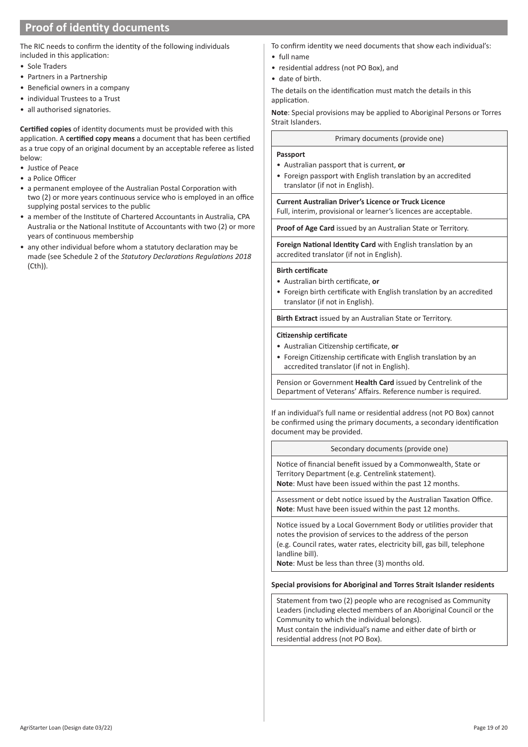# Proof of identity documents

The RIC needs to confirm the identity of the following individuals included in this application:

- Sole Traders
- Partners in a Partnership
- Beneficial owners in a company
- individual Trustees to a Trust
- all authorised signatories.

**Certified copies** of identity documents must be provided with this application. A **certified copy means** a document that has been certified as a true copy of an original document by an acceptable referee as listed below:

- Justice of Peace
- a Police Officer
- a permanent employee of the Australian Postal Corporation with two (2) or more years continuous service who is employed in an office supplying postal services to the public
- a member of the Institute of Chartered Accountants in Australia, CPA Australia or the National Institute of Accountants with two (2) or more years of continuous membership
- any other individual before whom a statutory declaration may be made (see Schedule 2 of the *Statutory Declarations Regulations 2018* (Cth)).

To confirm identity we need documents that show each individual's:

- full name
- residential address (not PO Box), and
- date of birth.

The details on the identification must match the details in this application.

**Note**: Special provisions may be applied to Aboriginal Persons or Torres Strait Islanders.

| Primary documents (provide one) |
|---|
| **Passport**<br>• Australian passport that is current, **or**<br>• Foreign passport with English translation by an accredited translator (if not in English). |
| **Current Australian Driver's Licence or Truck Licence**<br>Full, interim, provisional or learner's licences are acceptable. |
| **Proof of Age Card** issued by an Australian State or Territory. |
| **Foreign National Identity Card** with English translation by an accredited translator (if not in English). |
| **Birth certificate**<br>• Australian birth certificate, **or**<br>• Foreign birth certificate with English translation by an accredited translator (if not in English). |
| **Birth Extract** issued by an Australian State or Territory. |
| **Citizenship certificate**<br>• Australian Citizenship certificate, **or**<br>• Foreign Citizenship certificate with English translation by an accredited translator (if not in English). |
| Pension or Government **Health Card** issued by Centrelink of the Department of Veterans' Affairs. Reference number is required. |

If an individual's full name or residential address (not PO Box) cannot be confirmed using the primary documents, a secondary identification document may be provided.

| Secondary documents (provide one) |
|---|
| Notice of financial benefit issued by a Commonwealth, State or Territory Department (e.g. Centrelink statement).<br>**Note**: Must have been issued within the past 12 months. |
| Assessment or debt notice issued by the Australian Taxation Office.<br>**Note**: Must have been issued within the past 12 months. |
| Notice issued by a Local Government Body or utilities provider that notes the provision of services to the address of the person (e.g. Council rates, water rates, electricity bill, gas bill, telephone landline bill).<br>**Note**: Must be less than three (3) months old. |

**Special provisions for Aboriginal and Torres Strait Islander residents**

| |
|---|
| Statement from two (2) people who are recognised as Community Leaders (including elected members of an Aboriginal Council or the Community to which the individual belongs).<br>Must contain the individual's name and either date of birth or residential address (not PO Box). |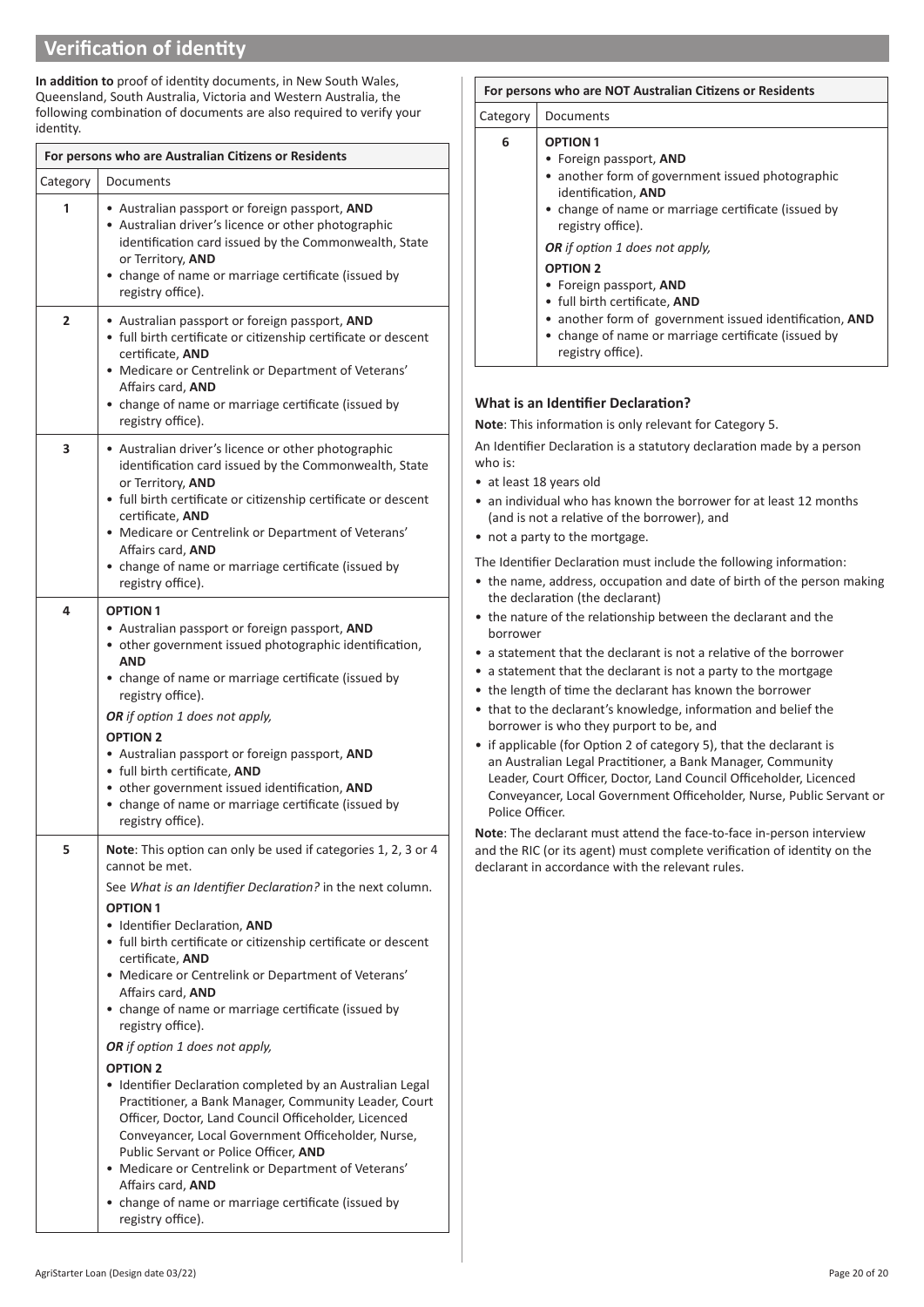## Verification of identity

**In addition to** proof of identity documents, in New South Wales, Queensland, South Australia, Victoria and Western Australia, the following combination of documents are also required to verify your identity.

| For persons who are Australian Citizens or Residents | |
|---|---|
| Category | Documents |
| 1 | • Australian passport or foreign passport, **AND**<br>• Australian driver's licence or other photographic identification card issued by the Commonwealth, State or Territory, **AND**<br>• change of name or marriage certificate (issued by registry office). |
| 2 | • Australian passport or foreign passport, **AND**<br>• full birth certificate or citizenship certificate or descent certificate, **AND**<br>• Medicare or Centrelink or Department of Veterans' Affairs card, **AND**<br>• change of name or marriage certificate (issued by registry office). |
| 3 | • Australian driver's licence or other photographic identification card issued by the Commonwealth, State or Territory, **AND**<br>• full birth certificate or citizenship certificate or descent certificate, **AND**<br>• Medicare or Centrelink or Department of Veterans' Affairs card, **AND**<br>• change of name or marriage certificate (issued by registry office). |
| 4 | **OPTION 1**<br>• Australian passport or foreign passport, **AND**<br>• other government issued photographic identification, **AND**<br>• change of name or marriage certificate (issued by registry office).<br>***OR** if option 1 does not apply,*<br>**OPTION 2**<br>• Australian passport or foreign passport, **AND**<br>• full birth certificate, **AND**<br>• other government issued identification, **AND**<br>• change of name or marriage certificate (issued by registry office). |
| 5 | **Note**: This option can only be used if categories 1, 2, 3 or 4 cannot be met.<br>See *What is an Identifier Declaration?* in the next column.<br>**OPTION 1**<br>• Identifier Declaration, **AND**<br>• full birth certificate or citizenship certificate or descent certificate, **AND**<br>• Medicare or Centrelink or Department of Veterans' Affairs card, **AND**<br>• change of name or marriage certificate (issued by registry office).<br>***OR** if option 1 does not apply,*<br>**OPTION 2**<br>• Identifier Declaration completed by an Australian Legal Practitioner, a Bank Manager, Community Leader, Court Officer, Doctor, Land Council Officeholder, Licenced Conveyancer, Local Government Officeholder, Nurse, Public Servant or Police Officer, **AND**<br>• Medicare or Centrelink or Department of Veterans' Affairs card, **AND**<br>• change of name or marriage certificate (issued by registry office). |

| For persons who are NOT Australian Citizens or Residents | |
|---|---|
| Category | Documents |
| 6 | **OPTION 1**<br>• Foreign passport, **AND**<br>• another form of government issued photographic identification, **AND**<br>• change of name or marriage certificate (issued by registry office).<br>***OR** if option 1 does not apply,*<br>**OPTION 2**<br>• Foreign passport, **AND**<br>• full birth certificate, **AND**<br>• another form of government issued identification, **AND**<br>• change of name or marriage certificate (issued by registry office). |

### What is an Identifier Declaration?

**Note**: This information is only relevant for Category 5.

An Identifier Declaration is a statutory declaration made by a person who is:

- at least 18 years old
- an individual who has known the borrower for at least 12 months (and is not a relative of the borrower), and
- not a party to the mortgage.

The Identifier Declaration must include the following information:

- the name, address, occupation and date of birth of the person making the declaration (the declarant)
- the nature of the relationship between the declarant and the borrower
- a statement that the declarant is not a relative of the borrower
- a statement that the declarant is not a party to the mortgage
- the length of time the declarant has known the borrower
- that to the declarant's knowledge, information and belief the borrower is who they purport to be, and
- if applicable (for Option 2 of category 5), that the declarant is an Australian Legal Practitioner, a Bank Manager, Community Leader, Court Officer, Doctor, Land Council Officeholder, Licenced Conveyancer, Local Government Officeholder, Nurse, Public Servant or Police Officer.

**Note**: The declarant must attend the face-to-face in-person interview and the RIC (or its agent) must complete verification of identity on the declarant in accordance with the relevant rules.